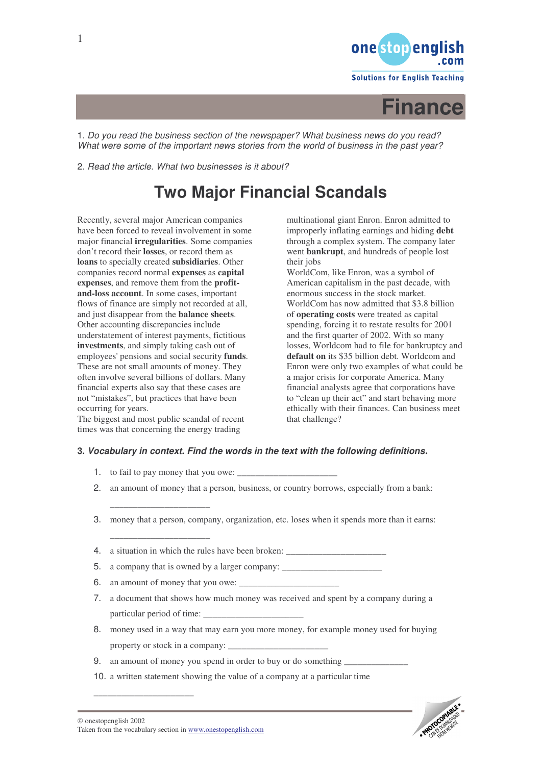# Finance

1. *Do you read the business section of the newspaper? What business news do you read? What were some of the important news stories from the world of business in the past year?*

2. *Read the article. What two businesses is it about?*

## Two Major Financial Scandals

Recently, several major American companies have been forced to reveal involvement in some major financial **irregularities**. Some companies don't record their **losses**, or record them as **loans** to specially created **subsidiaries**. Other companies record normal **expenses** as **capital expenses**, and remove them from the **profit-and-loss account**. In some cases, important flows of finance are simply not recorded at all, and just disappear from the **balance sheets**. Other accounting discrepancies include understatement of interest payments, fictitious **investments**, and simply taking cash out of employees' pensions and social security **funds**. These are not small amounts of money. They often involve several billions of dollars. Many financial experts also say that these cases are not "mistakes", but practices that have been occurring for years.

The biggest and most public scandal of recent times was that concerning the energy trading multinational giant Enron. Enron admitted to improperly inflating earnings and hiding **debt** through a complex system. The company later went **bankrupt**, and hundreds of people lost their jobs

WorldCom, like Enron, was a symbol of American capitalism in the past decade, with enormous success in the stock market. WorldCom has now admitted that $3.8 billion of **operating costs** were treated as capital spending, forcing it to restate results for 2001 and the first quarter of 2002. With so many losses, Worldcom had to file for bankruptcy and **default on** its $35 billion debt. Worldcom and Enron were only two examples of what could be a major crisis for corporate America. Many financial analysts agree that corporations have to "clean up their act" and start behaving more ethically with their finances. Can business meet that challenge?

**3. *Vocabulary in context. Find the words in the text with the following definitions.***

1. to fail to pay money that you owe: ______________________
2. an amount of money that a person, business, or country borrows, especially from a bank: ______________________
3. money that a person, company, organization, etc. loses when it spends more than it earns: ______________________
4. a situation in which the rules have been broken: ______________________
5. a company that is owned by a larger company: ______________________
6. an amount of money that you owe: ______________________
7. a document that shows how much money was received and spent by a company during a particular period of time: ______________________
8. money used in a way that may earn you more money, for example money used for buying property or stock in a company: ______________________
9. an amount of money you spend in order to buy or do something ______________
10. a written statement showing the value of a company at a particular time ______________________

© onestopenglish 2002
Taken from the vocabulary section in www.onestopenglish.com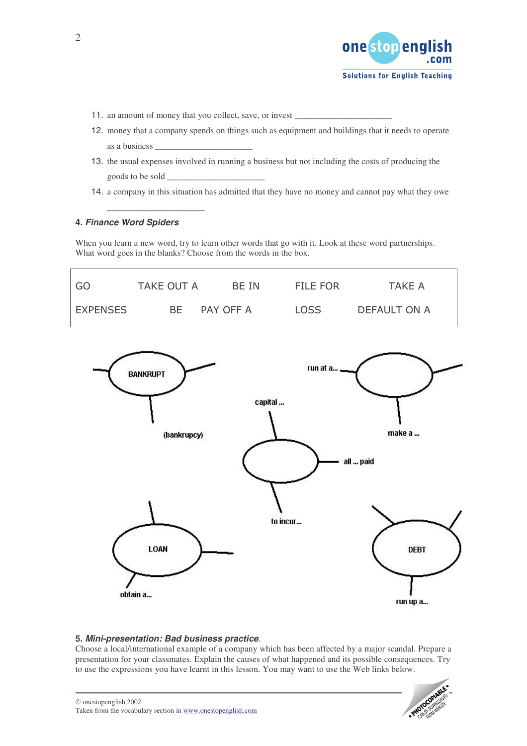11. an amount of money that you collect, save, or invest ______________________
12. money that a company spends on things such as equipment and buildings that it needs to operate as a business ______________________
13. the usual expenses involved in running a business but not including the costs of producing the goods to be sold ______________________
14. a company in this situation has admitted that they have no money and cannot pay what they owe ______________________

### 4. *Finance Word Spiders*

When you learn a new word, try to learn other words that go with it. Look at these word partnerships. What word goes in the blanks? Choose from the words in the box.

| | | | | |
|---|---|---|---|---|
| GO | TAKE OUT A | BE IN | FILE FOR | TAKE A |
| EXPENSES | BE | PAY OFF A | LOSS | DEFAULT ON A |

BANKRUPT
- (bankrupty)

run at a...
- make a ...

capital ...
- all ... paid
- to incur...

LOAN
- obtain a...

DEBT
- run up a...

### 5. *Mini-presentation: Bad business practice*.

Choose a local/international example of a company which has been affected by a major scandal. Prepare a presentation for your classmates. Explain the causes of what happened and its possible consequences. Try to use the expressions you have learnt in this lesson. You may want to use the Web links below.

© onestopenglish 2002
Taken from the vocabulary section in www.onestopenglish.com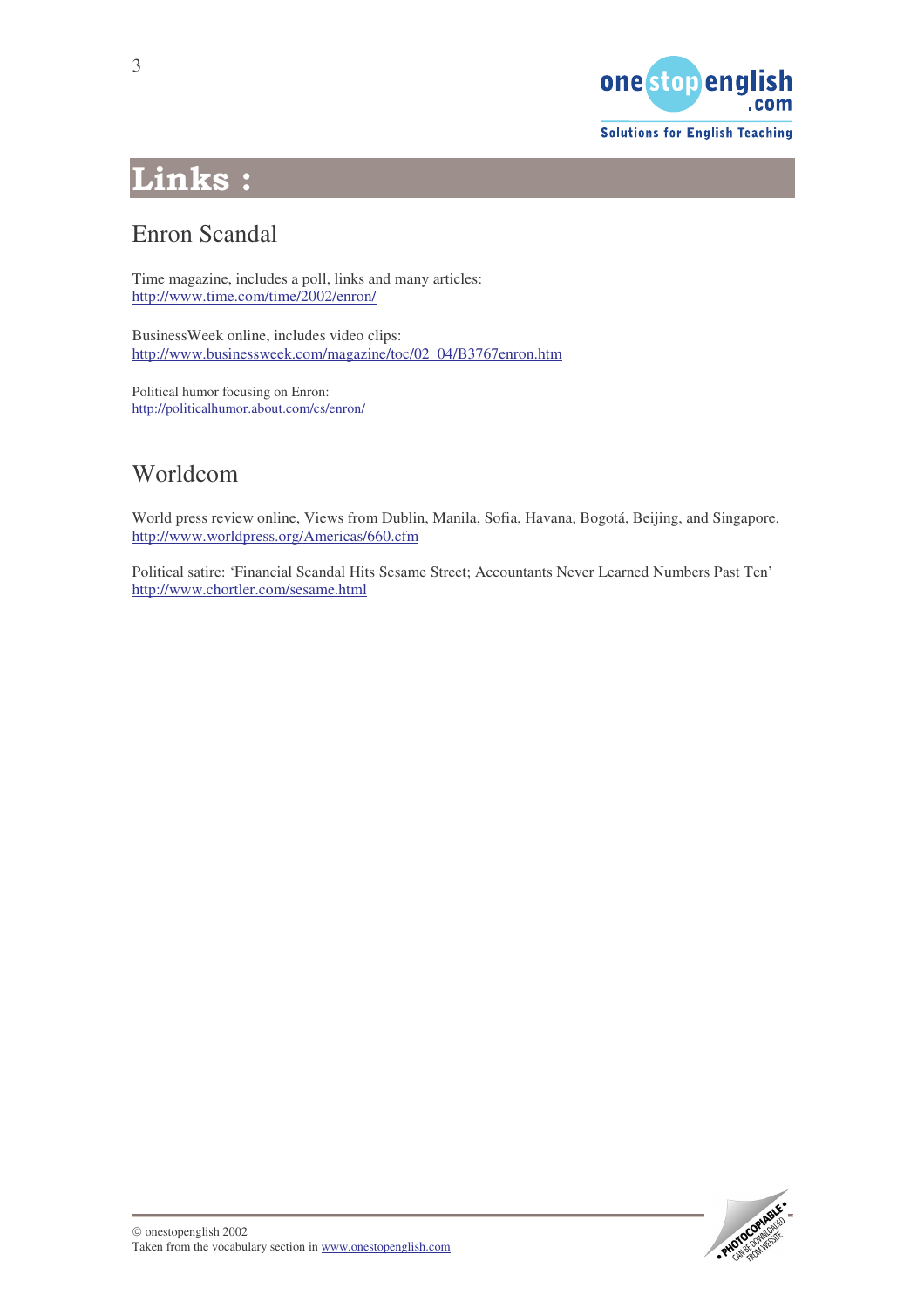# Links :

## Enron Scandal

Time magazine, includes a poll, links and many articles:
http://www.time.com/time/2002/enron/

BusinessWeek online, includes video clips:
http://www.businessweek.com/magazine/toc/02_04/B3767enron.htm

Political humor focusing on Enron:
http://politicalhumor.about.com/cs/enron/

## Worldcom

World press review online, Views from Dublin, Manila, Sofia, Havana, Bogotá, Beijing, and Singapore.
http://www.worldpress.org/Americas/660.cfm

Political satire: 'Financial Scandal Hits Sesame Street; Accountants Never Learned Numbers Past Ten'
http://www.chortler.com/sesame.html

© onestopenglish 2002
Taken from the vocabulary section in www.onestopenglish.com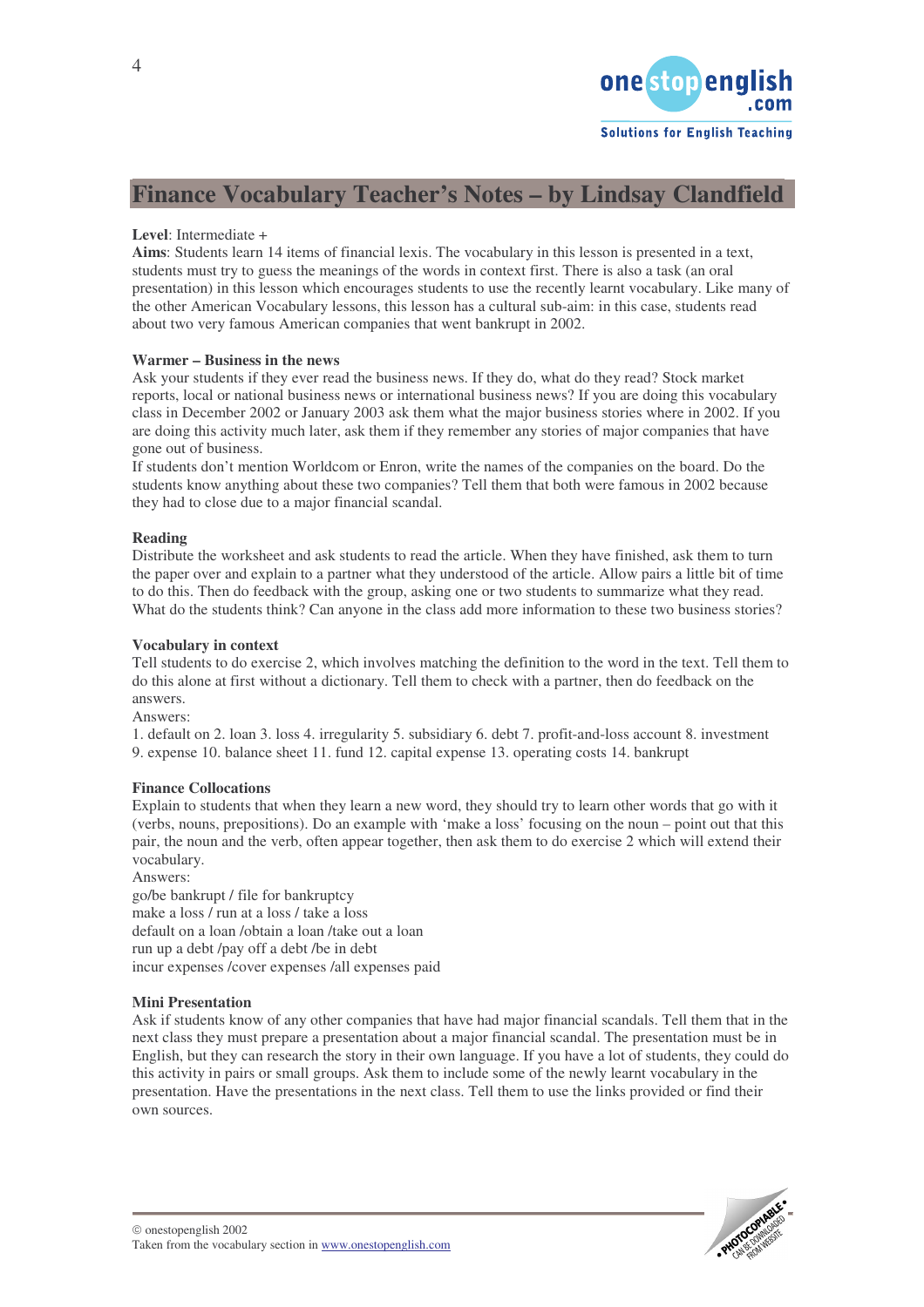# Finance Vocabulary Teacher's Notes – by Lindsay Clandfield

**Level**: Intermediate +
**Aims**: Students learn 14 items of financial lexis. The vocabulary in this lesson is presented in a text, students must try to guess the meanings of the words in context first. There is also a task (an oral presentation) in this lesson which encourages students to use the recently learnt vocabulary. Like many of the other American Vocabulary lessons, this lesson has a cultural sub-aim: in this case, students read about two very famous American companies that went bankrupt in 2002.

**Warmer – Business in the news**
Ask your students if they ever read the business news. If they do, what do they read? Stock market reports, local or national business news or international business news? If you are doing this vocabulary class in December 2002 or January 2003 ask them what the major business stories where in 2002. If you are doing this activity much later, ask them if they remember any stories of major companies that have gone out of business.
If students don't mention Worldcom or Enron, write the names of the companies on the board. Do the students know anything about these two companies? Tell them that both were famous in 2002 because they had to close due to a major financial scandal.

**Reading**
Distribute the worksheet and ask students to read the article. When they have finished, ask them to turn the paper over and explain to a partner what they understood of the article. Allow pairs a little bit of time to do this. Then do feedback with the group, asking one or two students to summarize what they read. What do the students think? Can anyone in the class add more information to these two business stories?

**Vocabulary in context**
Tell students to do exercise 2, which involves matching the definition to the word in the text. Tell them to do this alone at first without a dictionary. Tell them to check with a partner, then do feedback on the answers.
Answers:
1. default on 2. loan 3. loss 4. irregularity 5. subsidiary 6. debt 7. profit-and-loss account 8. investment 9. expense 10. balance sheet 11. fund 12. capital expense 13. operating costs 14. bankrupt

**Finance Collocations**
Explain to students that when they learn a new word, they should try to learn other words that go with it (verbs, nouns, prepositions). Do an example with 'make a loss' focusing on the noun – point out that this pair, the noun and the verb, often appear together, then ask them to do exercise 2 which will extend their vocabulary.
Answers:
go/be bankrupt / file for bankruptcy
make a loss / run at a loss / take a loss
default on a loan /obtain a loan /take out a loan
run up a debt /pay off a debt /be in debt
incur expenses /cover expenses /all expenses paid

**Mini Presentation**
Ask if students know of any other companies that have had major financial scandals. Tell them that in the next class they must prepare a presentation about a major financial scandal. The presentation must be in English, but they can research the story in their own language. If you have a lot of students, they could do this activity in pairs or small groups. Ask them to include some of the newly learnt vocabulary in the presentation. Have the presentations in the next class. Tell them to use the links provided or find their own sources.

© onestopenglish 2002
Taken from the vocabulary section in www.onestopenglish.com